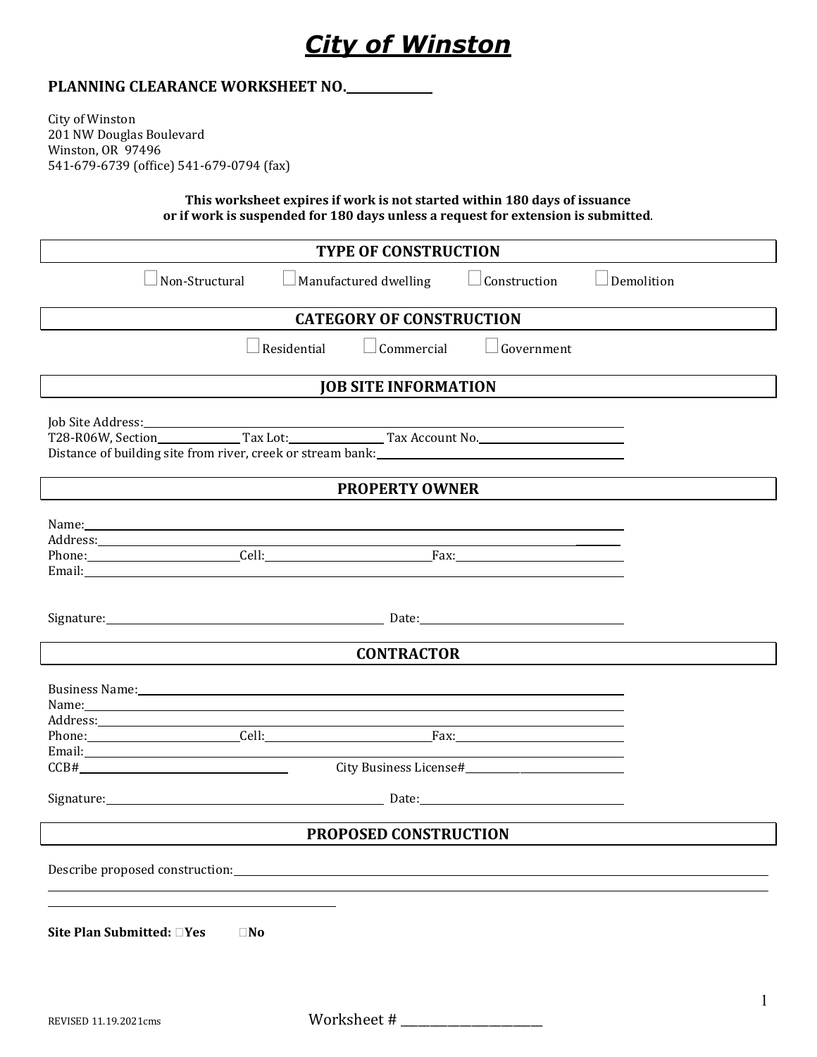# *City of Winston*

**PLANNING CLEARANCE WORKSHEET NO.\_\_\_\_\_\_\_\_\_\_\_\_**

City of Winston
201 NW Douglas Boulevard
Winston, OR 97496
541-679-6739 (office) 541-679-0794 (fax)

**This worksheet expires if work is not started within 180 days of issuance or if work is suspended for 180 days unless a request for extension is submitted**.

## TYPE OF CONSTRUCTION

☐ Non-Structural ☐ Manufactured dwelling ☐ Construction ☐ Demolition

## CATEGORY OF CONSTRUCTION

☐ Residential ☐ Commercial ☐ Government

## JOB SITE INFORMATION

Job Site Address: \_\_\_\_\_\_\_\_\_\_\_\_\_\_\_\_\_\_\_\_\_\_\_\_\_\_\_\_\_\_\_\_\_\_\_\_\_\_\_\_
T28-R06W, Section\_\_\_\_\_\_\_\_\_\_ Tax Lot:\_\_\_\_\_\_\_\_\_\_ Tax Account No.\_\_\_\_\_\_\_\_\_\_\_\_\_\_\_\_
Distance of building site from river, creek or stream bank: \_\_\_\_\_\_\_\_\_\_\_\_\_\_\_\_\_\_\_\_\_\_\_\_

## PROPERTY OWNER

Name: \_\_\_\_\_\_\_\_\_\_\_\_\_\_\_\_\_\_\_\_\_\_\_\_\_\_\_\_\_\_\_\_\_\_\_\_\_\_\_\_\_\_\_\_\_\_\_\_\_\_
Address: \_\_\_\_\_\_\_\_\_\_\_\_\_\_\_\_\_\_\_\_\_\_\_\_\_\_\_\_\_\_\_\_\_\_\_\_\_\_\_\_\_\_\_\_\_\_\_\_
Phone: \_\_\_\_\_\_\_\_\_\_\_\_\_\_\_\_ Cell: \_\_\_\_\_\_\_\_\_\_\_\_\_\_\_\_ Fax: \_\_\_\_\_\_\_\_\_\_\_\_\_\_\_\_
Email: \_\_\_\_\_\_\_\_\_\_\_\_\_\_\_\_\_\_\_\_\_\_\_\_\_\_\_\_\_\_\_\_\_\_\_\_\_\_\_\_\_\_\_\_\_\_\_\_

Signature: \_\_\_\_\_\_\_\_\_\_\_\_\_\_\_\_\_\_\_\_\_\_\_\_\_\_\_\_ Date: \_\_\_\_\_\_\_\_\_\_\_\_\_\_\_\_\_\_\_\_

## CONTRACTOR

Business Name: \_\_\_\_\_\_\_\_\_\_\_\_\_\_\_\_\_\_\_\_\_\_\_\_\_\_\_\_\_\_\_\_\_\_\_\_\_\_\_\_\_\_\_\_
Name: \_\_\_\_\_\_\_\_\_\_\_\_\_\_\_\_\_\_\_\_\_\_\_\_\_\_\_\_\_\_\_\_\_\_\_\_\_\_\_\_\_\_\_\_\_\_\_\_\_\_
Address: \_\_\_\_\_\_\_\_\_\_\_\_\_\_\_\_\_\_\_\_\_\_\_\_\_\_\_\_\_\_\_\_\_\_\_\_\_\_\_\_\_\_\_\_\_\_\_\_
Phone: \_\_\_\_\_\_\_\_\_\_\_\_\_\_\_\_ Cell: \_\_\_\_\_\_\_\_\_\_\_\_\_\_\_\_ Fax: \_\_\_\_\_\_\_\_\_\_\_\_\_\_\_\_
Email: \_\_\_\_\_\_\_\_\_\_\_\_\_\_\_\_\_\_\_\_\_\_\_\_\_\_\_\_\_\_\_\_\_\_\_\_\_\_\_\_\_\_\_\_\_\_\_\_
CCB# \_\_\_\_\_\_\_\_\_\_\_\_\_\_\_\_\_\_\_\_ City Business License# \_\_\_\_\_\_\_\_\_\_\_\_\_\_\_\_\_\_\_\_

Signature: \_\_\_\_\_\_\_\_\_\_\_\_\_\_\_\_\_\_\_\_\_\_\_\_\_\_\_\_ Date: \_\_\_\_\_\_\_\_\_\_\_\_\_\_\_\_\_\_\_\_

## PROPOSED CONSTRUCTION

Describe proposed construction: \_\_\_\_\_\_\_\_\_\_\_\_\_\_\_\_\_\_\_\_\_\_\_\_\_\_\_\_\_\_\_\_\_\_\_\_\_\_\_\_\_\_\_\_
\_\_\_\_\_\_\_\_\_\_\_\_\_\_\_\_\_\_\_\_\_\_\_\_\_\_\_\_\_\_\_\_\_\_\_\_\_\_\_\_\_\_\_\_\_\_\_\_\_\_\_\_\_\_\_\_\_\_\_\_\_\_\_\_\_\_\_\_\_\_\_\_\_\_\_\_\_\_
\_\_\_\_\_\_\_\_\_\_\_\_\_\_\_\_\_\_\_\_\_\_\_\_\_\_\_\_\_\_\_\_\_\_\_\_

**Site Plan Submitted:** ☐**Yes** ☐**No**

REVISED 11.19.2021cms

Worksheet # \_\_\_\_\_\_\_\_\_\_\_\_\_\_\_\_\_\_\_\_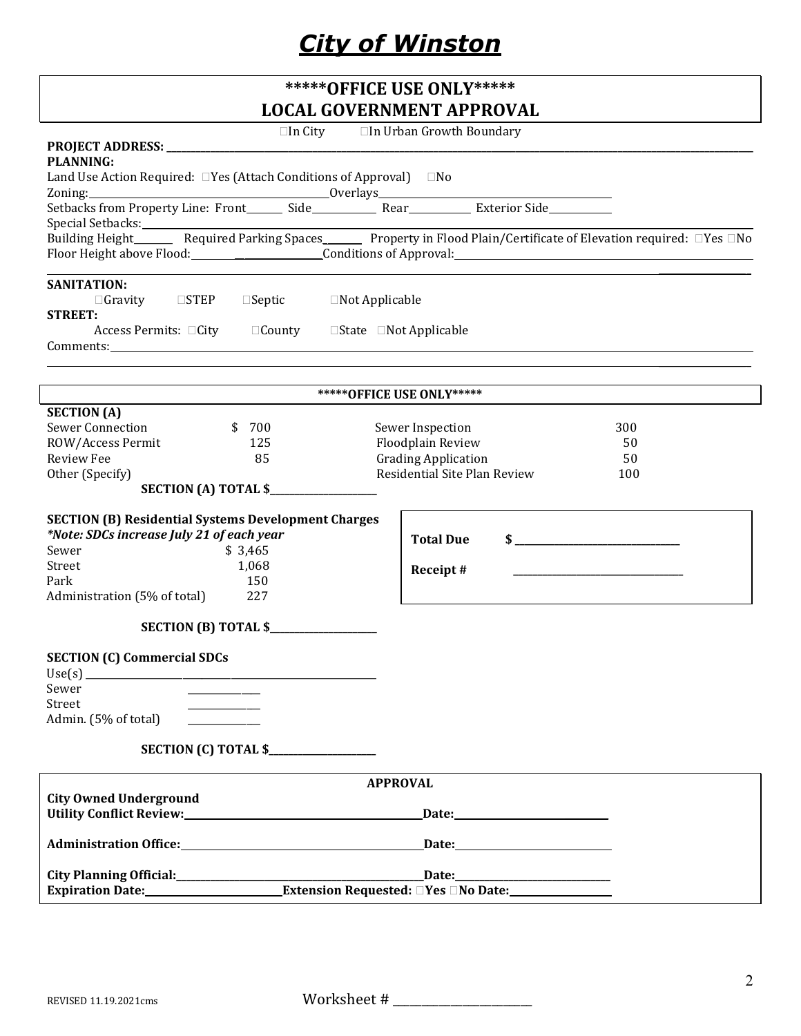# City of Winston

## *****OFFICE USE ONLY*****
## LOCAL GOVERNMENT APPROVAL

☐In City ☐In Urban Growth Boundary

**PROJECT ADDRESS:** ______________________________

**PLANNING:**

Land Use Action Required: ☐Yes (Attach Conditions of Approval) ☐No

Zoning: ______________________ Overlays ______________________

Setbacks from Property Line: Front______ Side__________ Rear__________ Exterior Side__________

Special Setbacks: ______________________________

Building Height______ Required Parking Spaces______ Property in Flood Plain/Certificate of Elevation required: ☐Yes ☐No

Floor Height above Flood: ______________ Conditions of Approval: ______________________

**SANITATION:**

☐Gravity ☐STEP ☐Septic ☐Not Applicable

**STREET:**

Access Permits: ☐City ☐County ☐State ☐Not Applicable

Comments: ______________________________

## *****OFFICE USE ONLY*****

**SECTION (A)**

| | | | |
|---|---|---|---|
| Sewer Connection | $ 700 | Sewer Inspection | 300 |
| ROW/Access Permit | 125 | Floodplain Review | 50 |
| Review Fee | 85 | Grading Application | 50 |
| Other (Specify) | | Residential Site Plan Review | 100 |

**SECTION (A) TOTAL $**______________

**SECTION (B) Residential Systems Development Charges**

***Note: SDCs increase July 21 of each year***

| | |
|---|---|
| Sewer | $ 3,465 |
| Street | 1,068 |
| Park | 150 |
| Administration (5% of total) | 227 |

**SECTION (B) TOTAL $**______________

**Total Due** **$** ______________

**Receipt #** ______________

**SECTION (C) Commercial SDCs**

Use(s) ______________________________

Sewer ________

Street ________

Admin. (5% of total) ________

**SECTION (C) TOTAL $**______________

## APPROVAL

**City Owned Underground Utility Conflict Review:**______________________ **Date:**______________

**Administration Office:**______________________ **Date:**______________

**City Planning Official:**______________________ **Date:**______________

**Expiration Date:**______________ **Extension Requested: ☐Yes ☐No Date:**______________

REVISED 11.19.2021cms

Worksheet # ______________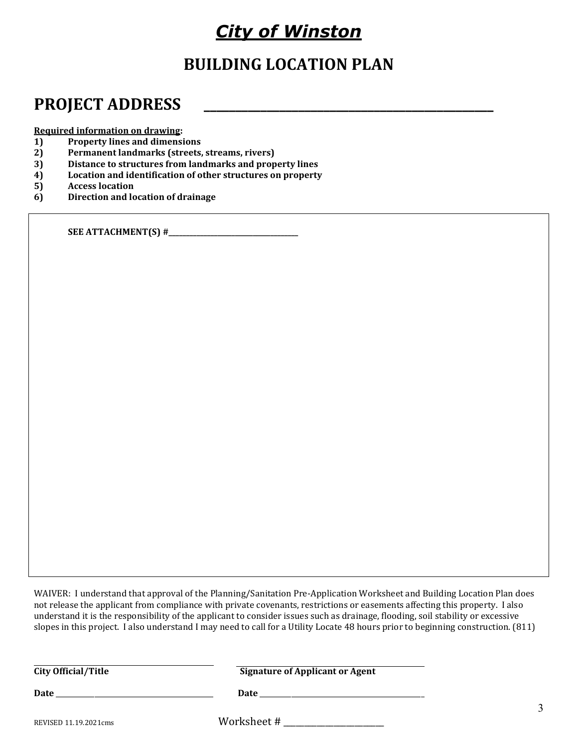# *City of Winston*

## BUILDING LOCATION PLAN

## PROJECT ADDRESS ________________________________________________

**Required information on drawing:**

1) **Property lines and dimensions**
2) **Permanent landmarks (streets, streams, rivers)**
3) **Distance to structures from landmarks and property lines**
4) **Location and identification of other structures on property**
5) **Access location**
6) **Direction and location of drainage**

**SEE ATTACHMENT(S) #_________________________**

WAIVER: I understand that approval of the Planning/Sanitation Pre-Application Worksheet and Building Location Plan does not release the applicant from compliance with private covenants, restrictions or easements affecting this property. I also understand it is the responsibility of the applicant to consider issues such as drainage, flooding, soil stability or excessive slopes in this project. I also understand I may need to call for a Utility Locate 48 hours prior to beginning construction. (811)

| | |
|---|---|
| ______________________________ | ______________________________ |
| **City Official/Title** | **Signature of Applicant or Agent** |
| **Date** ______________________________ | **Date** ______________________________ |

REVISED 11.19.2021cms

Worksheet # ____________________